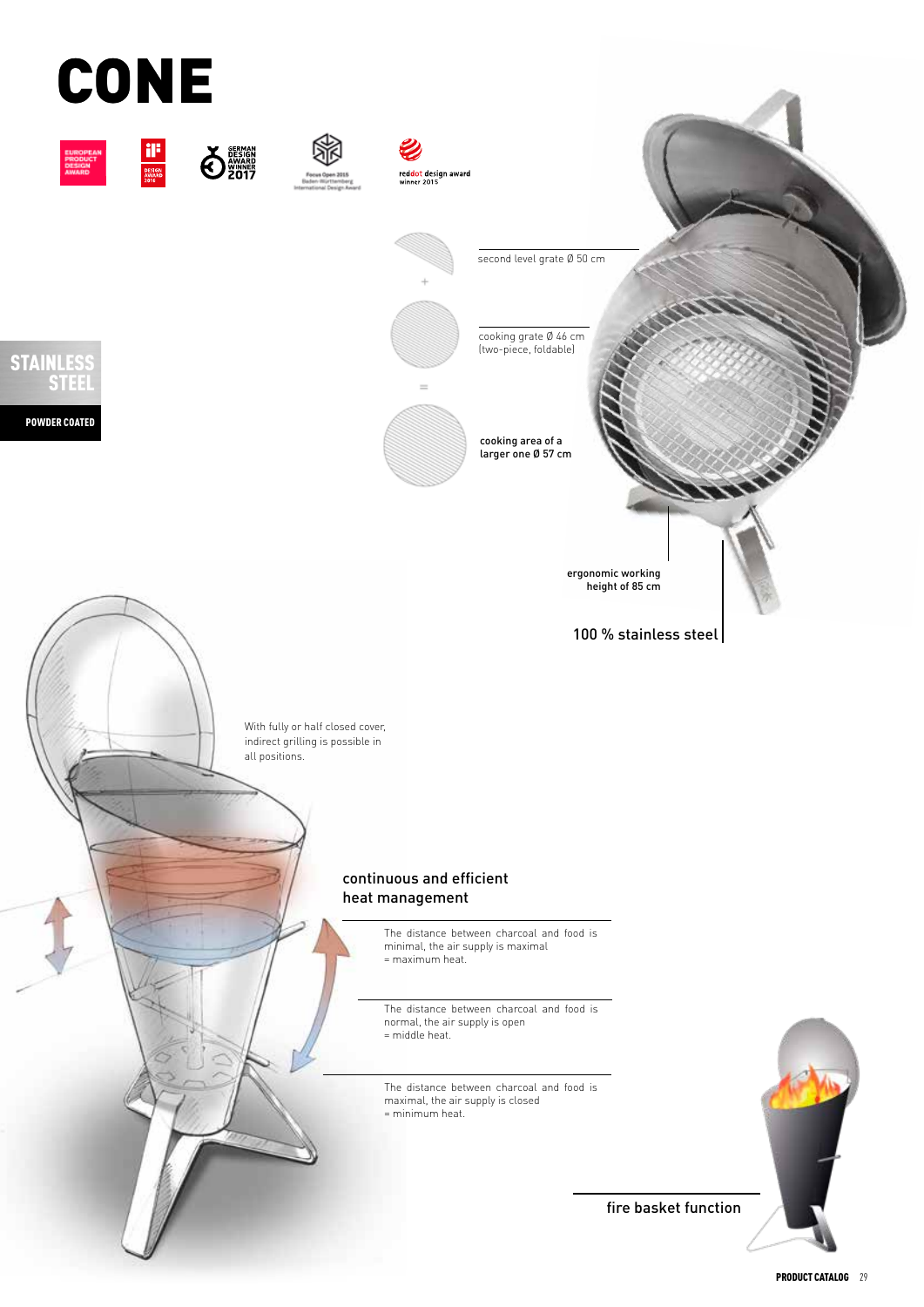# CONE

STAINLESS STEEL

POWDER COATED

second level grate Ø 50 cm

+

cooking grate Ø 46 cm
(two-piece, foldable)

=

cooking area of a
larger one Ø 57 cm

ergonomic working
height of 85 cm

100 % stainless steel

With fully or half closed cover, indirect grilling is possible in all positions.

## continuous and efficient heat management

The distance between charcoal and food is minimal, the air supply is maximal
= maximum heat.

The distance between charcoal and food is normal, the air supply is open
= middle heat.

The distance between charcoal and food is maximal, the air supply is closed
= minimum heat.

fire basket function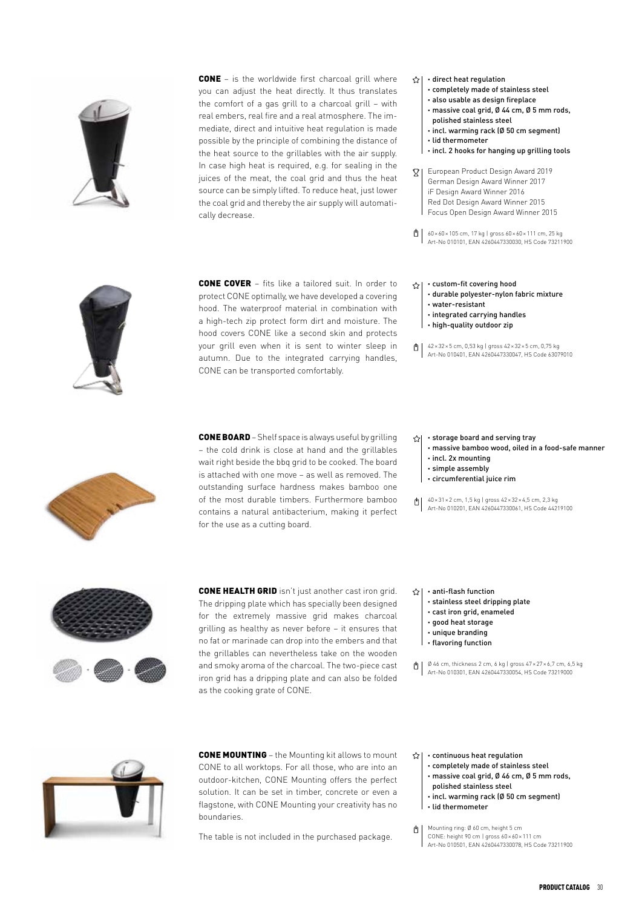**CONE** – is the worldwide first charcoal grill where you can adjust the heat directly. It thus translates the comfort of a gas grill to a charcoal grill – with real embers, real fire and a real atmosphere. The immediate, direct and intuitive heat regulation is made possible by the principle of combining the distance of the heat source to the grillables with the air supply. In case high heat is required, e.g. for sealing in the juices of the meat, the coal grid and thus the heat source can be simply lifted. To reduce heat, just lower the coal grid and thereby the air supply will automatically decrease.

- direct heat regulation
- completely made of stainless steel
- also usable as design fireplace
- massive coal grid, Ø 44 cm, Ø 5 mm rods, polished stainless steel
- incl. warming rack (Ø 50 cm segment)
- lid thermometer
- incl. 2 hooks for hanging up grilling tools

European Product Design Award 2019
German Design Award Winner 2017
iF Design Award Winner 2016
Red Dot Design Award Winner 2015
Focus Open Design Award Winner 2015

60 × 60 × 105 cm, 17 kg | gross 60 × 60 × 111 cm, 25 kg
Art-No 010101, EAN 4260447330030, HS Code 73211900

**CONE COVER** – fits like a tailored suit. In order to protect CONE optimally, we have developed a covering hood. The waterproof material in combination with a high-tech zip protect form dirt and moisture. The hood covers CONE like a second skin and protects your grill even when it is sent to winter sleep in autumn. Due to the integrated carrying handles, CONE can be transported comfortably.

- custom-fit covering hood
- durable polyester-nylon fabric mixture
- water-resistant
- integrated carrying handles
- high-quality outdoor zip

42 × 32 × 5 cm, 0,53 kg | gross 42 × 32 × 5 cm, 0,75 kg
Art-No 010401, EAN 4260447330047, HS Code 63079010

**CONE BOARD** – Shelf space is always useful by grilling – the cold drink is close at hand and the grillables wait right beside the bbq grid to be cooked. The board is attached with one move – as well as removed. The outstanding surface hardness makes bamboo one of the most durable timbers. Furthermore bamboo contains a natural antibacterium, making it perfect for the use as a cutting board.

- storage board and serving tray
- massive bamboo wood, oiled in a food-safe manner
- incl. 2x mounting
- simple assembly
- circumferential juice rim

40 × 31 × 2 cm, 1,5 kg | gross 42 × 32 × 4,5 cm, 2,3 kg
Art-No 010201, EAN 4260447330061, HS Code 44219100

**CONE HEALTH GRID** isn't just another cast iron grid. The dripping plate which has specially been designed for the extremely massive grid makes charcoal grilling as healthy as never before – it ensures that no fat or marinade can drop into the embers and that the grillables can nevertheless take on the wooden and smoky aroma of the charcoal. The two-piece cast iron grid has a dripping plate and can also be folded as the cooking grate of CONE.

- anti-flash function
- stainless steel dripping plate
- cast iron grid, enameled
- good heat storage
- unique branding
- flavoring function

Ø 46 cm, thickness 2 cm, 6 kg | gross 47 × 27 × 6,7 cm, 6,5 kg
Art-No 010301, EAN 4260447330054, HS Code 73219000

**CONE MOUNTING** – the Mounting kit allows to mount CONE to all worktops. For all those, who are into an outdoor-kitchen, CONE Mounting offers the perfect solution. It can be set in timber, concrete or even a flagstone, with CONE Mounting your creativity has no boundaries.

The table is not included in the purchased package.

- continuous heat regulation
- completely made of stainless steel
- massive coal grid, Ø 46 cm, Ø 5 mm rods, polished stainless steel
- incl. warming rack (Ø 50 cm segment)
- lid thermometer

Mounting ring: Ø 60 cm, height 5 cm
CONE: height 90 cm | gross 60 × 60 × 111 cm
Art-No 010501, EAN 4260447330078, HS Code 73211900